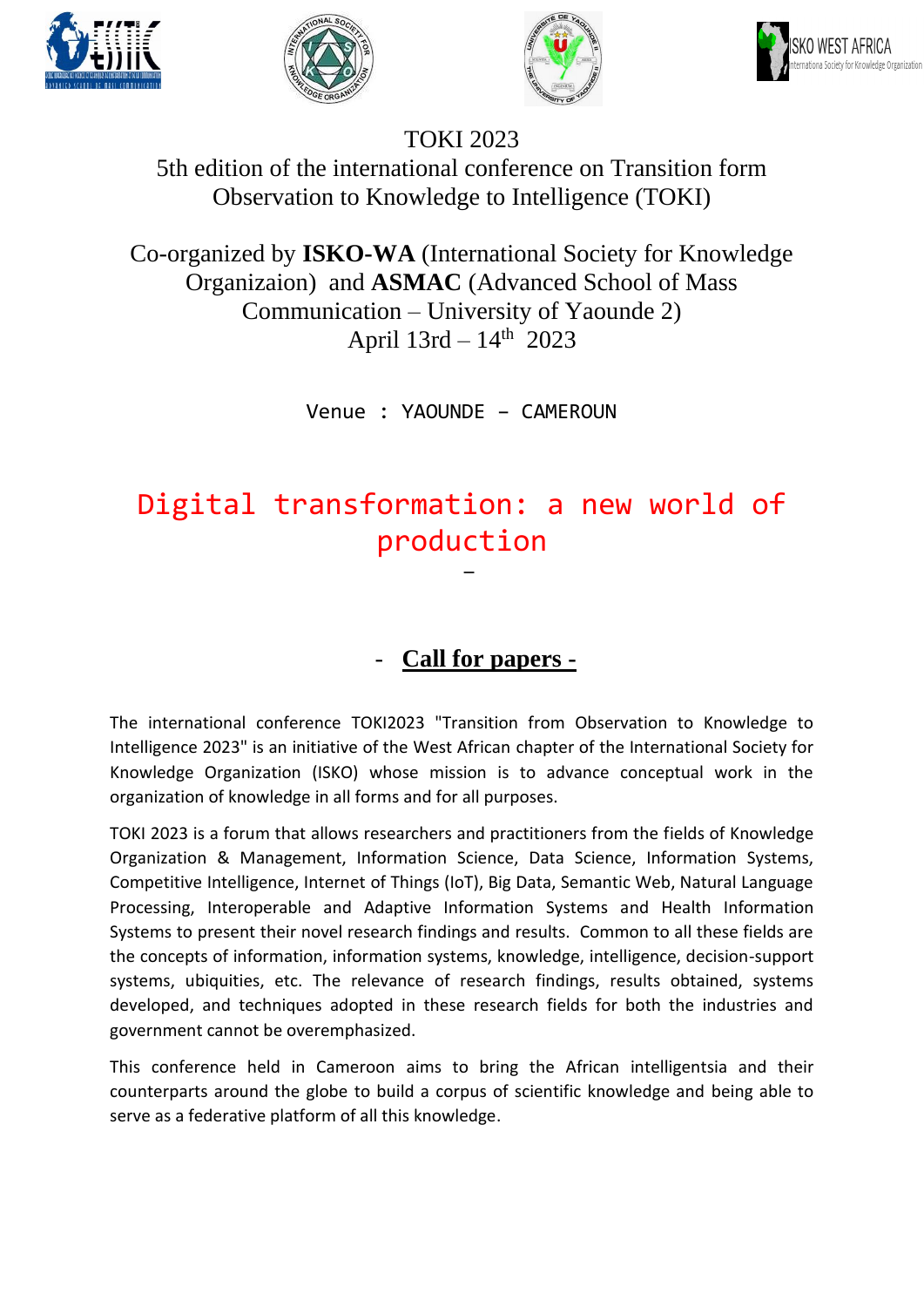TOKI 2023

5th edition of the international conference on Transition form Observation to Knowledge to Intelligence (TOKI)

Co-organized by **ISKO-WA** (International Society for Knowledge Organizaion) and **ASMAC** (Advanced School of Mass Communication – University of Yaounde 2)

April 13rd – 14th 2023

Venue : YAOUNDE – CAMEROUN

# Digital transformation: a new world of production

–

## - Call for papers -

The international conference TOKI2023 "Transition from Observation to Knowledge to Intelligence 2023" is an initiative of the West African chapter of the International Society for Knowledge Organization (ISKO) whose mission is to advance conceptual work in the organization of knowledge in all forms and for all purposes.

TOKI 2023 is a forum that allows researchers and practitioners from the fields of Knowledge Organization & Management, Information Science, Data Science, Information Systems, Competitive Intelligence, Internet of Things (IoT), Big Data, Semantic Web, Natural Language Processing, Interoperable and Adaptive Information Systems and Health Information Systems to present their novel research findings and results. Common to all these fields are the concepts of information, information systems, knowledge, intelligence, decision-support systems, ubiquities, etc. The relevance of research findings, results obtained, systems developed, and techniques adopted in these research fields for both the industries and government cannot be overemphasized.

This conference held in Cameroon aims to bring the African intelligentsia and their counterparts around the globe to build a corpus of scientific knowledge and being able to serve as a federative platform of all this knowledge.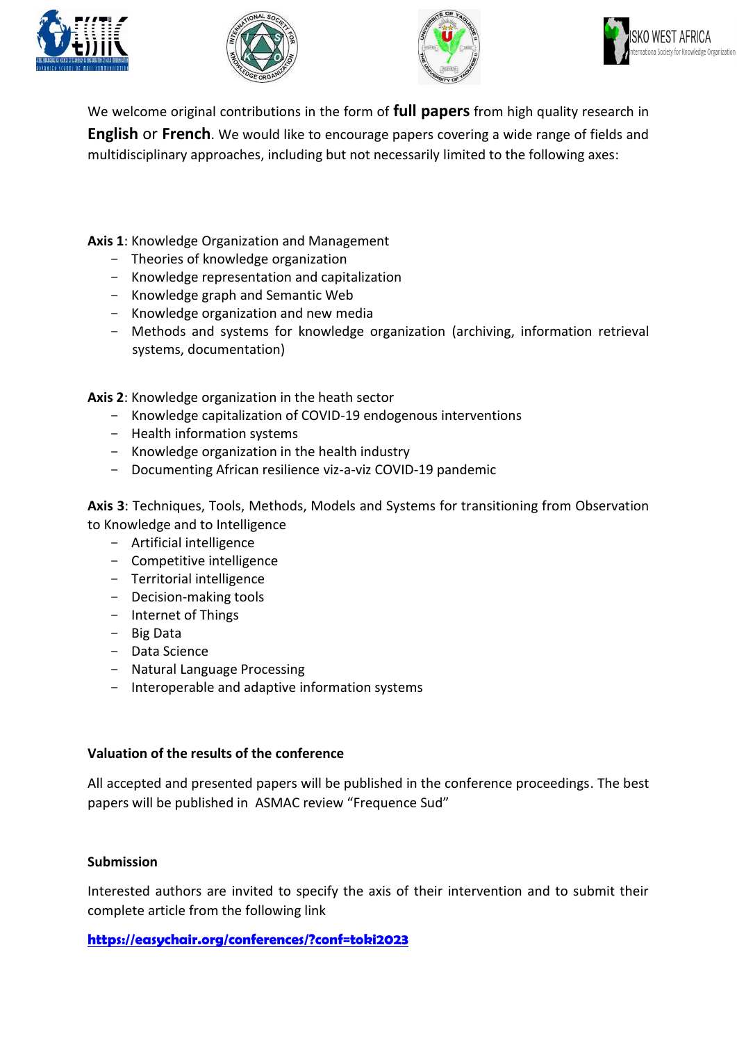We welcome original contributions in the form of **full papers** from high quality research in **English** or **French**. We would like to encourage papers covering a wide range of fields and multidisciplinary approaches, including but not necessarily limited to the following axes:

**Axis 1**: Knowledge Organization and Management

- Theories of knowledge organization
- Knowledge representation and capitalization
- Knowledge graph and Semantic Web
- Knowledge organization and new media
- Methods and systems for knowledge organization (archiving, information retrieval systems, documentation)

**Axis 2**: Knowledge organization in the heath sector

- Knowledge capitalization of COVID-19 endogenous interventions
- Health information systems
- Knowledge organization in the health industry
- Documenting African resilience viz-a-viz COVID-19 pandemic

**Axis 3**: Techniques, Tools, Methods, Models and Systems for transitioning from Observation to Knowledge and to Intelligence

- Artificial intelligence
- Competitive intelligence
- Territorial intelligence
- Decision-making tools
- Internet of Things
- Big Data
- Data Science
- Natural Language Processing
- Interoperable and adaptive information systems

**Valuation of the results of the conference**

All accepted and presented papers will be published in the conference proceedings. The best papers will be published in ASMAC review "Frequence Sud"

**Submission**

Interested authors are invited to specify the axis of their intervention and to submit their complete article from the following link

**https://easychair.org/conferences/?conf=toki2023**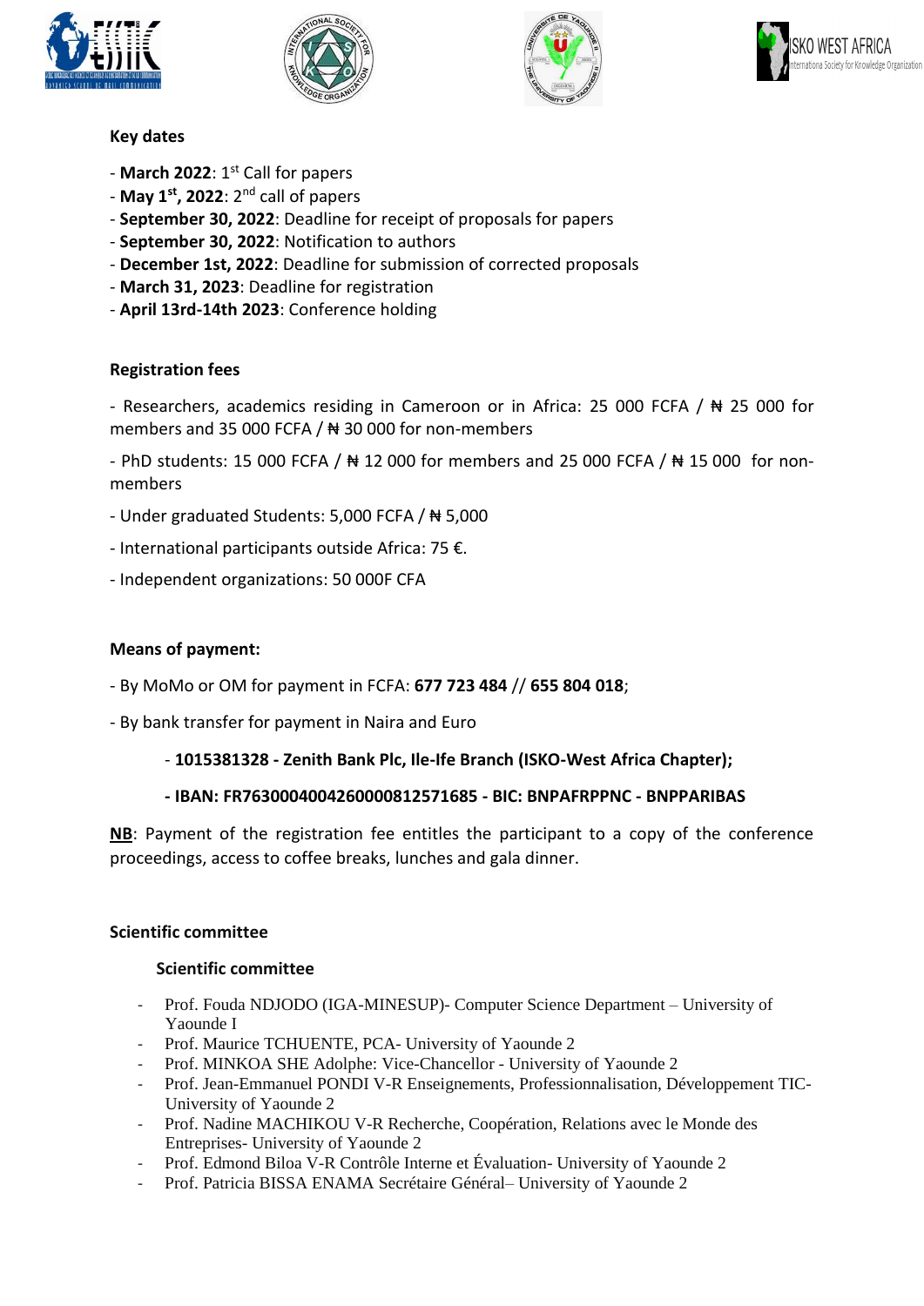**Key dates**

- **March 2022**: 1st Call for papers
- **May 1st, 2022**: 2nd call of papers
- **September 30, 2022**: Deadline for receipt of proposals for papers
- **September 30, 2022**: Notification to authors
- **December 1st, 2022**: Deadline for submission of corrected proposals
- **March 31, 2023**: Deadline for registration
- **April 13rd-14th 2023**: Conference holding

**Registration fees**

- Researchers, academics residing in Cameroon or in Africa: 25 000 FCFA / ₦ 25 000 for members and 35 000 FCFA / ₦ 30 000 for non-members

- PhD students: 15 000 FCFA / ₦ 12 000 for members and 25 000 FCFA / ₦ 15 000 for non-members

- Under graduated Students: 5,000 FCFA / ₦ 5,000

- International participants outside Africa: 75 €.

- Independent organizations: 50 000F CFA

**Means of payment:**

- By MoMo or OM for payment in FCFA: **677 723 484** // **655 804 018**;

- By bank transfer for payment in Naira and Euro

  - **1015381328 - Zenith Bank Plc, Ile-Ife Branch (ISKO-West Africa Chapter);**

  - **IBAN: FR7630004004260000812571685 - BIC: BNPAFRPPNC - BNPPARIBAS**

**NB**: Payment of the registration fee entitles the participant to a copy of the conference proceedings, access to coffee breaks, lunches and gala dinner.

**Scientific committee**

**Scientific committee**

- Prof. Fouda NDJODO (IGA-MINESUP)- Computer Science Department – University of Yaounde I
- Prof. Maurice TCHUENTE, PCA- University of Yaounde 2
- Prof. MINKOA SHE Adolphe: Vice-Chancellor - University of Yaounde 2
- Prof. Jean-Emmanuel PONDI V-R Enseignements, Professionnalisation, Développement TIC-University of Yaounde 2
- Prof. Nadine MACHIKOU V-R Recherche, Coopération, Relations avec le Monde des Entreprises- University of Yaounde 2
- Prof. Edmond Biloa V-R Contrôle Interne et Évaluation- University of Yaounde 2
- Prof. Patricia BISSA ENAMA Secrétaire Général– University of Yaounde 2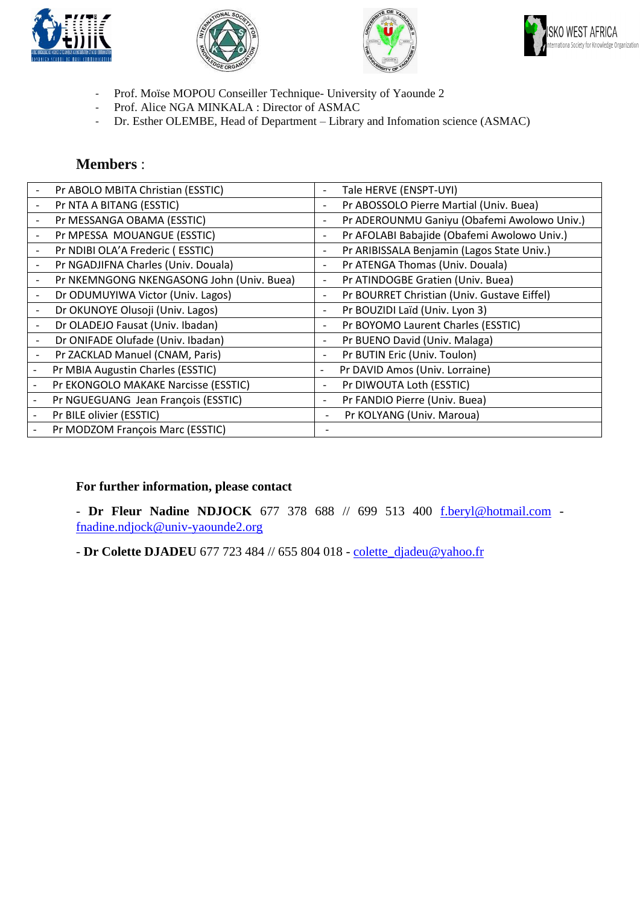- Prof. Moïse MOPOU Conseiller Technique- University of Yaounde 2
- Prof. Alice NGA MINKALA : Director of ASMAC
- Dr. Esther OLEMBE, Head of Department – Library and Infomation science (ASMAC)

## Members :

| | |
|---|---|
| - Pr ABOLO MBITA Christian (ESSTIC) | - Tale HERVE (ENSPT-UYI) |
| - Pr NTA A BITANG (ESSTIC) | - Pr ABOSSOLO Pierre Martial (Univ. Buea) |
| - Pr MESSANGA OBAMA (ESSTIC) | - Pr ADEROUNMU Ganiyu (Obafemi Awolowo Univ.) |
| - Pr MPESSA MOUANGUE (ESSTIC) | - Pr AFOLABI Babajide (Obafemi Awolowo Univ.) |
| - Pr NDIBI OLA'A Frederic ( ESSTIC) | - Pr ARIBISSALA Benjamin (Lagos State Univ.) |
| - Pr NGADJIFNA Charles (Univ. Douala) | - Pr ATENGA Thomas (Univ. Douala) |
| - Pr NKEMNGONG NKENGASONG John (Univ. Buea) | - Pr ATINDOGBE Gratien (Univ. Buea) |
| - Dr ODUMUYIWA Victor (Univ. Lagos) | - Pr BOURRET Christian (Univ. Gustave Eiffel) |
| - Dr OKUNOYE Olusoji (Univ. Lagos) | - Pr BOUZIDI Laïd (Univ. Lyon 3) |
| - Dr OLADEJO Fausat (Univ. Ibadan) | - Pr BOYOMO Laurent Charles (ESSTIC) |
| - Dr ONIFADE Olufade (Univ. Ibadan) | - Pr BUENO David (Univ. Malaga) |
| - Pr ZACKLAD Manuel (CNAM, Paris) | - Pr BUTIN Eric (Univ. Toulon) |
| - Pr MBIA Augustin Charles (ESSTIC) | - Pr DAVID Amos (Univ. Lorraine) |
| - Pr EKONGOLO MAKAKE Narcisse (ESSTIC) | - Pr DIWOUTA Loth (ESSTIC) |
| - Pr NGUEGUANG Jean François (ESSTIC) | - Pr FANDIO Pierre (Univ. Buea) |
| - Pr BILE olivier (ESSTIC) | - Pr KOLYANG (Univ. Maroua) |
| - Pr MODZOM François Marc (ESSTIC) | - |

**For further information, please contact**

- **Dr Fleur Nadine NDJOCK** 677 378 688 // 699 513 400 f.beryl@hotmail.com - fnadine.ndjock@univ-yaounde2.org

- **Dr Colette DJADEU** 677 723 484 // 655 804 018 - colette_djadeu@yahoo.fr